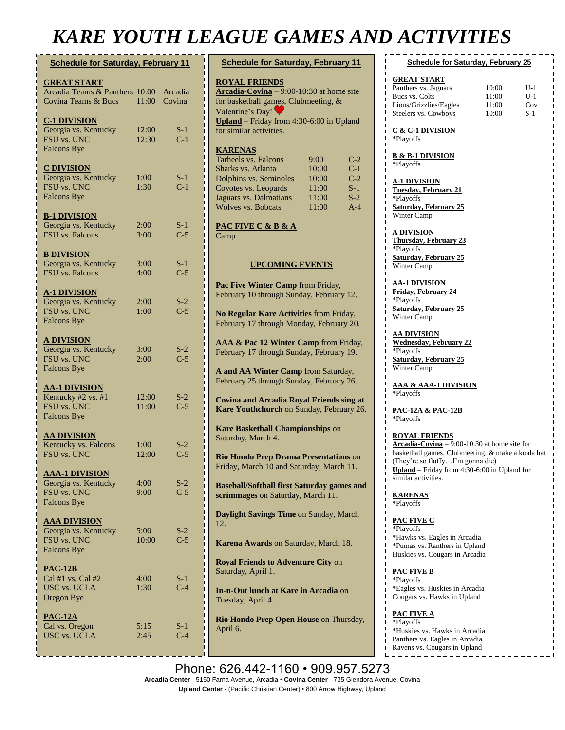# KARE YOUTH LEAGUE GAMES AND ACTIVITIES

## Schedule for Saturday, February 11

**GREAT START**

| | | |
|---|---|---|
| Arcadia Teams & Panthers | 10:00 | Arcadia |
| Covina Teams & Bucs | 11:00 | Covina |

**C-1 DIVISION**

| | | |
|---|---|---|
| Georgia vs. Kentucky | 12:00 | S-1 |
| FSU vs. UNC | 12:30 | C-1 |
| Falcons Bye | | |

**C DIVISION**

| | | |
|---|---|---|
| Georgia vs. Kentucky | 1:00 | S-1 |
| FSU vs. UNC | 1:30 | C-1 |
| Falcons Bye | | |

**B-1 DIVISION**

| | | |
|---|---|---|
| Georgia vs. Kentucky | 2:00 | S-1 |
| FSU vs. Falcons | 3:00 | C-5 |

**B DIVISION**

| | | |
|---|---|---|
| Georgia vs. Kentucky | 3:00 | S-1 |
| FSU vs. Falcons | 4:00 | C-5 |

**A-1 DIVISION**

| | | |
|---|---|---|
| Georgia vs. Kentucky | 2:00 | S-2 |
| FSU vs. UNC | 1:00 | C-5 |
| Falcons Bye | | |

**A DIVISION**

| | | |
|---|---|---|
| Georgia vs. Kentucky | 3:00 | S-2 |
| FSU vs. UNC | 2:00 | C-5 |
| Falcons Bye | | |

**AA-1 DIVISION**

| | | |
|---|---|---|
| Kentucky #2 vs. #1 | 12:00 | S-2 |
| FSU vs. UNC | 11:00 | C-5 |
| Falcons Bye | | |

**AA DIVISION**

| | | |
|---|---|---|
| Kentucky vs. Falcons | 1:00 | S-2 |
| FSU vs. UNC | 12:00 | C-5 |

**AAA-1 DIVISION**

| | | |
|---|---|---|
| Georgia vs. Kentucky | 4:00 | S-2 |
| FSU vs. UNC | 9:00 | C-5 |
| Falcons Bye | | |

**AAA DIVISION**

| | | |
|---|---|---|
| Georgia vs. Kentucky | 5:00 | S-2 |
| FSU vs. UNC | 10:00 | C-5 |
| Falcons Bye | | |

**PAC-12B**

| | | |
|---|---|---|
| Cal #1 vs. Cal #2 | 4:00 | S-1 |
| USC vs. UCLA | 1:30 | C-4 |
| Oregon Bye | | |

**PAC-12A**

| | | |
|---|---|---|
| Cal vs. Oregon | 5:15 | S-1 |
| USC vs. UCLA | 2:45 | C-4 |

## Schedule for Saturday, February 11

**ROYAL FRIENDS**

**Arcadia-Covina** – 9:00-10:30 at home site for basketball games, Clubmeeting, & Valentine's Day!

**Upland** – Friday from 4:30-6:00 in Upland for similar activities.

**KARENAS**

| | | |
|---|---|---|
| Tarheels vs. Falcons | 9:00 | C-2 |
| Sharks vs. Atlanta | 10:00 | C-1 |
| Dolphins vs. Seminoles | 10:00 | C-2 |
| Coyotes vs. Leopards | 11:00 | S-1 |
| Jaguars vs. Dalmatians | 11:00 | S-2 |
| Wolves vs. Bobcats | 11:00 | A-4 |

**PAC FIVE C & B & A**

Camp

### UPCOMING EVENTS

**Pac Five Winter Camp** from Friday, February 10 through Sunday, February 12.

**No Regular Kare Activities** from Friday, February 17 through Monday, February 20.

**AAA & Pac 12 Winter Camp** from Friday, February 17 through Sunday, February 19.

**A and AA Winter Camp** from Saturday, February 25 through Sunday, February 26.

**Covina and Arcadia Royal Friends sing at Kare Youthchurch** on Sunday, February 26.

**Kare Basketball Championships** on Saturday, March 4.

**Rio Hondo Prep Drama Presentations** on Friday, March 10 and Saturday, March 11.

**Baseball/Softball first Saturday games and scrimmages** on Saturday, March 11.

**Daylight Savings Time** on Sunday, March 12.

**Karena Awards** on Saturday, March 18.

**Royal Friends to Adventure City** on Saturday, April 1.

**In-n-Out lunch at Kare in Arcadia** on Tuesday, April 4.

**Rio Hondo Prep Open House** on Thursday, April 6.

## Schedule for Saturday, February 25

**GREAT START**

| | | |
|---|---|---|
| Panthers vs. Jaguars | 10:00 | U-1 |
| Bucs vs. Colts | 11:00 | U-1 |
| Lions/Grizzlies/Eagles | 11:00 | Cov |
| Steelers vs. Cowboys | 10:00 | S-1 |

**C & C-1 DIVISION**

*Playoffs

**B & B-1 DIVISION**

*Playoffs

**A-1 DIVISION**

**Tuesday, February 21**
*Playoffs
**Saturday, February 25**
Winter Camp

**A DIVISION**

**Thursday, February 23**
*Playoffs
**Saturday, February 25**
Winter Camp

**AA-1 DIVISION**

**Friday, February 24**
*Playoffs
**Saturday, February 25**
Winter Camp

**AA DIVISION**

**Wednesday, February 22**
*Playoffs
**Saturday, February 25**
Winter Camp

**AAA & AAA-1 DIVISION**

*Playoffs

**PAC-12A & PAC-12B**

*Playoffs

**ROYAL FRIENDS**

**Arcadia-Covina** – 9:00-10:30 at home site for basketball games, Clubmeeting, & make a koala hat (They're so fluffy…I'm gonna die)

**Upland** – Friday from 4:30-6:00 in Upland for similar activities.

**KARENAS**

*Playoffs

**PAC FIVE C**

*Playoffs
*Hawks vs. Eagles in Arcadia
*Pumas vs. Ranthers in Upland
Huskies vs. Cougars in Arcadia

**PAC FIVE B**

*Playoffs
*Eagles vs. Huskies in Arcadia
Cougars vs. Hawks in Upland

**PAC FIVE A**

*Playoffs
*Huskies vs. Hawks in Arcadia
Panthers vs. Eagles in Arcadia
Ravens vs. Cougars in Upland

Phone: 626.442-1160 • 909.957.5273

**Arcadia Center** - 5150 Farna Avenue, Arcadia • **Covina Center** - 735 Glendora Avenue, Covina

**Upland Center** - (Pacific Christian Center) • 800 Arrow Highway, Upland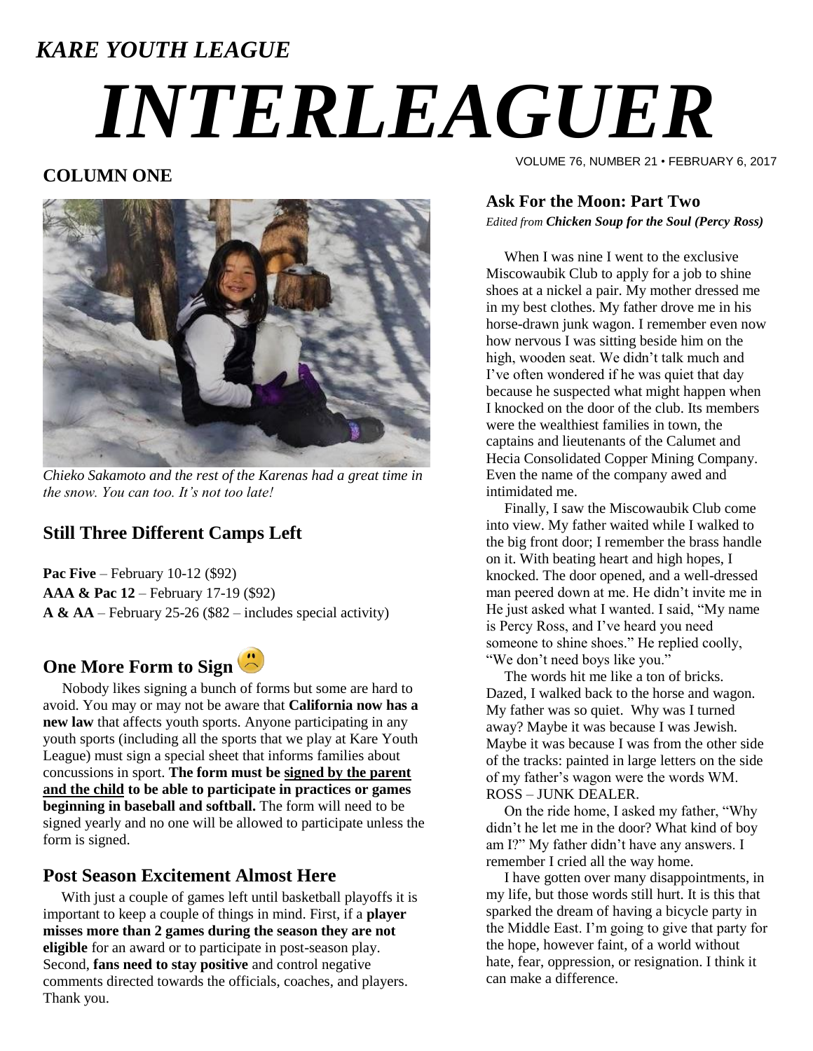*KARE YOUTH LEAGUE*

# *INTERLEAGUER*

VOLUME 76, NUMBER 21 • FEBRUARY 6, 2017

## COLUMN ONE

*Chieko Sakamoto and the rest of the Karenas had a great time in the snow. You can too. It's not too late!*

### Still Three Different Camps Left

**Pac Five** – February 10-12 ($92)
**AAA & Pac 12** – February 17-19 ($92)
**A & AA** – February 25-26 ($82 – includes special activity)

### One More Form to Sign

Nobody likes signing a bunch of forms but some are hard to avoid. You may or may not be aware that **California now has a new law** that affects youth sports. Anyone participating in any youth sports (including all the sports that we play at Kare Youth League) must sign a special sheet that informs families about concussions in sport. **The form must be signed by the parent and the child to be able to participate in practices or games beginning in baseball and softball.** The form will need to be signed yearly and no one will be allowed to participate unless the form is signed.

### Post Season Excitement Almost Here

With just a couple of games left until basketball playoffs it is important to keep a couple of things in mind. First, if a **player misses more than 2 games during the season they are not eligible** for an award or to participate in post-season play. Second, **fans need to stay positive** and control negative comments directed towards the officials, coaches, and players. Thank you.

### Ask For the Moon: Part Two

*Edited from* ***Chicken Soup for the Soul (Percy Ross)***

When I was nine I went to the exclusive Miscowaubik Club to apply for a job to shine shoes at a nickel a pair. My mother dressed me in my best clothes. My father drove me in his horse-drawn junk wagon. I remember even now how nervous I was sitting beside him on the high, wooden seat. We didn't talk much and I've often wondered if he was quiet that day because he suspected what might happen when I knocked on the door of the club. Its members were the wealthiest families in town, the captains and lieutenants of the Calumet and Hecia Consolidated Copper Mining Company. Even the name of the company awed and intimidated me.

Finally, I saw the Miscowaubik Club come into view. My father waited while I walked to the big front door; I remember the brass handle on it. With beating heart and high hopes, I knocked. The door opened, and a well-dressed man peered down at me. He didn't invite me in He just asked what I wanted. I said, "My name is Percy Ross, and I've heard you need someone to shine shoes." He replied coolly, "We don't need boys like you."

The words hit me like a ton of bricks. Dazed, I walked back to the horse and wagon. My father was so quiet. Why was I turned away? Maybe it was because I was Jewish. Maybe it was because I was from the other side of the tracks: painted in large letters on the side of my father's wagon were the words WM. ROSS – JUNK DEALER.

On the ride home, I asked my father, "Why didn't he let me in the door? What kind of boy am I?" My father didn't have any answers. I remember I cried all the way home.

I have gotten over many disappointments, in my life, but those words still hurt. It is this that sparked the dream of having a bicycle party in the Middle East. I'm going to give that party for the hope, however faint, of a world without hate, fear, oppression, or resignation. I think it can make a difference.